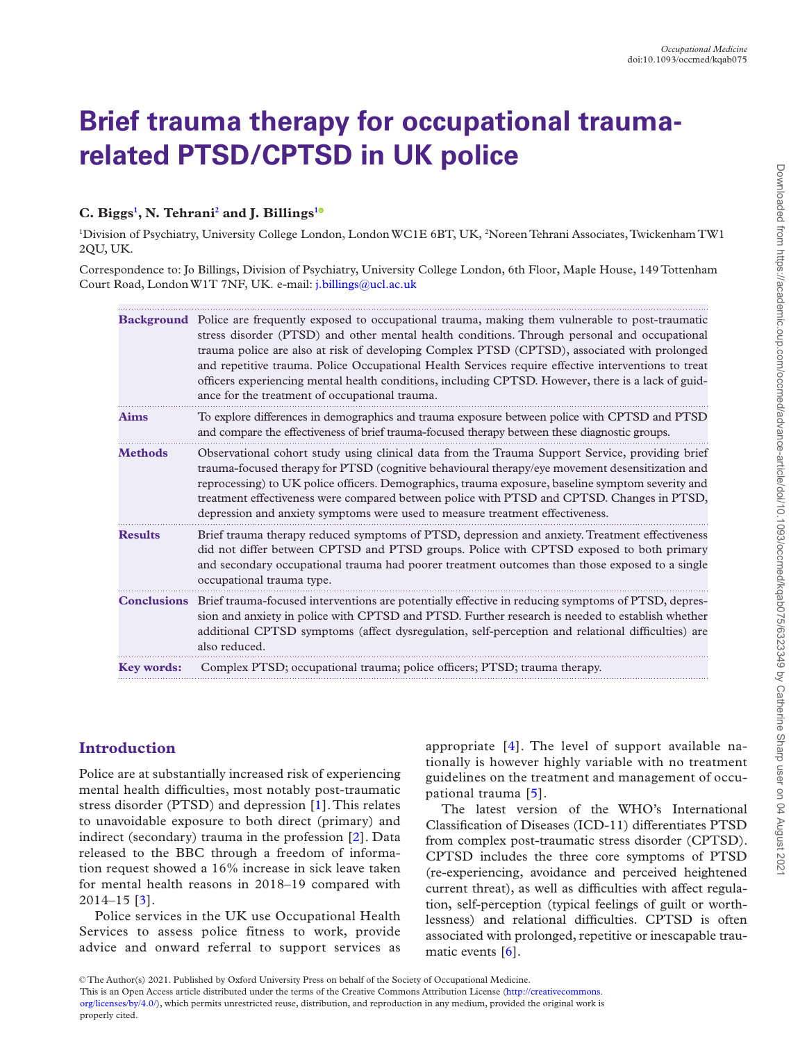# Brief trauma therapy for occupational trauma-related PTSD/CPTSD in UK police

**C. Biggs[1], N. Tehrani[2] and J. Billings[1]**

[1]Division of Psychiatry, University College London, London WC1E 6BT, UK, [2]Noreen Tehrani Associates, Twickenham TW1 2QU, UK.

Correspondence to: Jo Billings, Division of Psychiatry, University College London, 6th Floor, Maple House, 149 Tottenham Court Road, London W1T 7NF, UK. e-mail: j.billings@ucl.ac.uk

**Background** Police are frequently exposed to occupational trauma, making them vulnerable to post-traumatic stress disorder (PTSD) and other mental health conditions. Through personal and occupational trauma police are also at risk of developing Complex PTSD (CPTSD), associated with prolonged and repetitive trauma. Police Occupational Health Services require effective interventions to treat officers experiencing mental health conditions, including CPTSD. However, there is a lack of guidance for the treatment of occupational trauma.

**Aims** To explore differences in demographics and trauma exposure between police with CPTSD and PTSD and compare the effectiveness of brief trauma-focused therapy between these diagnostic groups.

**Methods** Observational cohort study using clinical data from the Trauma Support Service, providing brief trauma-focused therapy for PTSD (cognitive behavioural therapy/eye movement desensitization and reprocessing) to UK police officers. Demographics, trauma exposure, baseline symptom severity and treatment effectiveness were compared between police with PTSD and CPTSD. Changes in PTSD, depression and anxiety symptoms were used to measure treatment effectiveness.

**Results** Brief trauma therapy reduced symptoms of PTSD, depression and anxiety. Treatment effectiveness did not differ between CPTSD and PTSD groups. Police with CPTSD exposed to both primary and secondary occupational trauma had poorer treatment outcomes than those exposed to a single occupational trauma type.

**Conclusions** Brief trauma-focused interventions are potentially effective in reducing symptoms of PTSD, depression and anxiety in police with CPTSD and PTSD. Further research is needed to establish whether additional CPTSD symptoms (affect dysregulation, self-perception and relational difficulties) are also reduced.

**Key words:** Complex PTSD; occupational trauma; police officers; PTSD; trauma therapy.

## Introduction

Police are at substantially increased risk of experiencing mental health difficulties, most notably post-traumatic stress disorder (PTSD) and depression [1]. This relates to unavoidable exposure to both direct (primary) and indirect (secondary) trauma in the profession [2]. Data released to the BBC through a freedom of information request showed a 16% increase in sick leave taken for mental health reasons in 2018–19 compared with 2014–15 [3].

Police services in the UK use Occupational Health Services to assess police fitness to work, provide advice and onward referral to support services as appropriate [4]. The level of support available nationally is however highly variable with no treatment guidelines on the treatment and management of occupational trauma [5].

The latest version of the WHO's International Classification of Diseases (ICD-11) differentiates PTSD from complex post-traumatic stress disorder (CPTSD). CPTSD includes the three core symptoms of PTSD (re-experiencing, avoidance and perceived heightened current threat), as well as difficulties with affect regulation, self-perception (typical feelings of guilt or worthlessness) and relational difficulties. CPTSD is often associated with prolonged, repetitive or inescapable traumatic events [6].

© The Author(s) 2021. Published by Oxford University Press on behalf of the Society of Occupational Medicine.
This is an Open Access article distributed under the terms of the Creative Commons Attribution License (http://creativecommons.org/licenses/by/4.0/), which permits unrestricted reuse, distribution, and reproduction in any medium, provided the original work is properly cited.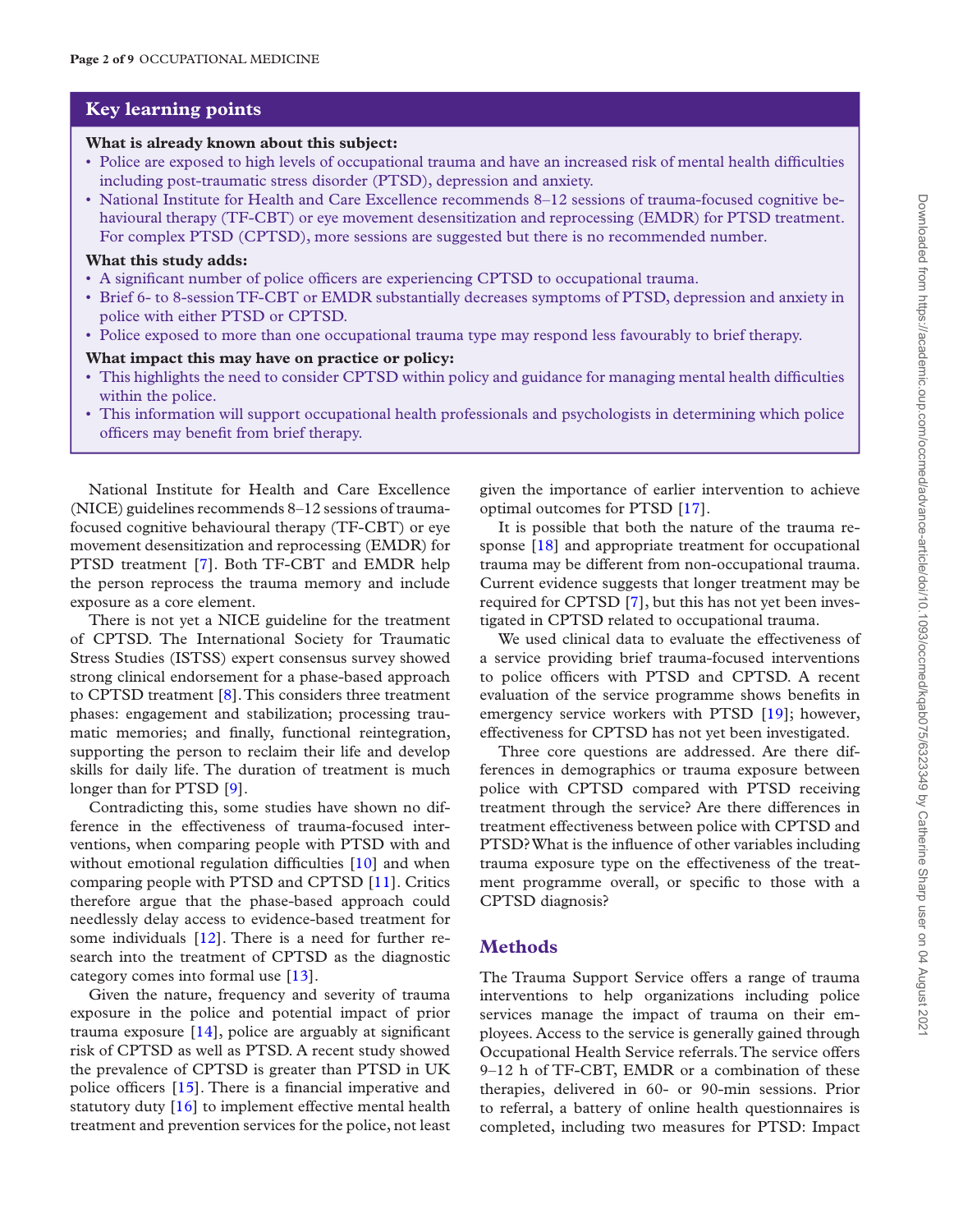## Key learning points

**What is already known about this subject:**

- Police are exposed to high levels of occupational trauma and have an increased risk of mental health difficulties including post-traumatic stress disorder (PTSD), depression and anxiety.
- National Institute for Health and Care Excellence recommends 8–12 sessions of trauma-focused cognitive behavioural therapy (TF-CBT) or eye movement desensitization and reprocessing (EMDR) for PTSD treatment. For complex PTSD (CPTSD), more sessions are suggested but there is no recommended number.

**What this study adds:**

- A significant number of police officers are experiencing CPTSD to occupational trauma.
- Brief 6- to 8-session TF-CBT or EMDR substantially decreases symptoms of PTSD, depression and anxiety in police with either PTSD or CPTSD.
- Police exposed to more than one occupational trauma type may respond less favourably to brief therapy.

**What impact this may have on practice or policy:**

- This highlights the need to consider CPTSD within policy and guidance for managing mental health difficulties within the police.
- This information will support occupational health professionals and psychologists in determining which police officers may benefit from brief therapy.

National Institute for Health and Care Excellence (NICE) guidelines recommends 8–12 sessions of trauma-focused cognitive behavioural therapy (TF-CBT) or eye movement desensitization and reprocessing (EMDR) for PTSD treatment [7]. Both TF-CBT and EMDR help the person reprocess the trauma memory and include exposure as a core element.

There is not yet a NICE guideline for the treatment of CPTSD. The International Society for Traumatic Stress Studies (ISTSS) expert consensus survey showed strong clinical endorsement for a phase-based approach to CPTSD treatment [8]. This considers three treatment phases: engagement and stabilization; processing traumatic memories; and finally, functional reintegration, supporting the person to reclaim their life and develop skills for daily life. The duration of treatment is much longer than for PTSD [9].

Contradicting this, some studies have shown no difference in the effectiveness of trauma-focused interventions, when comparing people with PTSD with and without emotional regulation difficulties [10] and when comparing people with PTSD and CPTSD [11]. Critics therefore argue that the phase-based approach could needlessly delay access to evidence-based treatment for some individuals [12]. There is a need for further research into the treatment of CPTSD as the diagnostic category comes into formal use [13].

Given the nature, frequency and severity of trauma exposure in the police and potential impact of prior trauma exposure [14], police are arguably at significant risk of CPTSD as well as PTSD. A recent study showed the prevalence of CPTSD is greater than PTSD in UK police officers [15]. There is a financial imperative and statutory duty [16] to implement effective mental health treatment and prevention services for the police, not least given the importance of earlier intervention to achieve optimal outcomes for PTSD [17].

It is possible that both the nature of the trauma response [18] and appropriate treatment for occupational trauma may be different from non-occupational trauma. Current evidence suggests that longer treatment may be required for CPTSD [7], but this has not yet been investigated in CPTSD related to occupational trauma.

We used clinical data to evaluate the effectiveness of a service providing brief trauma-focused interventions to police officers with PTSD and CPTSD. A recent evaluation of the service programme shows benefits in emergency service workers with PTSD [19]; however, effectiveness for CPTSD has not yet been investigated.

Three core questions are addressed. Are there differences in demographics or trauma exposure between police with CPTSD compared with PTSD receiving treatment through the service? Are there differences in treatment effectiveness between police with CPTSD and PTSD? What is the influence of other variables including trauma exposure type on the effectiveness of the treatment programme overall, or specific to those with a CPTSD diagnosis?

## Methods

The Trauma Support Service offers a range of trauma interventions to help organizations including police services manage the impact of trauma on their employees. Access to the service is generally gained through Occupational Health Service referrals. The service offers 9–12 h of TF-CBT, EMDR or a combination of these therapies, delivered in 60- or 90-min sessions. Prior to referral, a battery of online health questionnaires is completed, including two measures for PTSD: Impact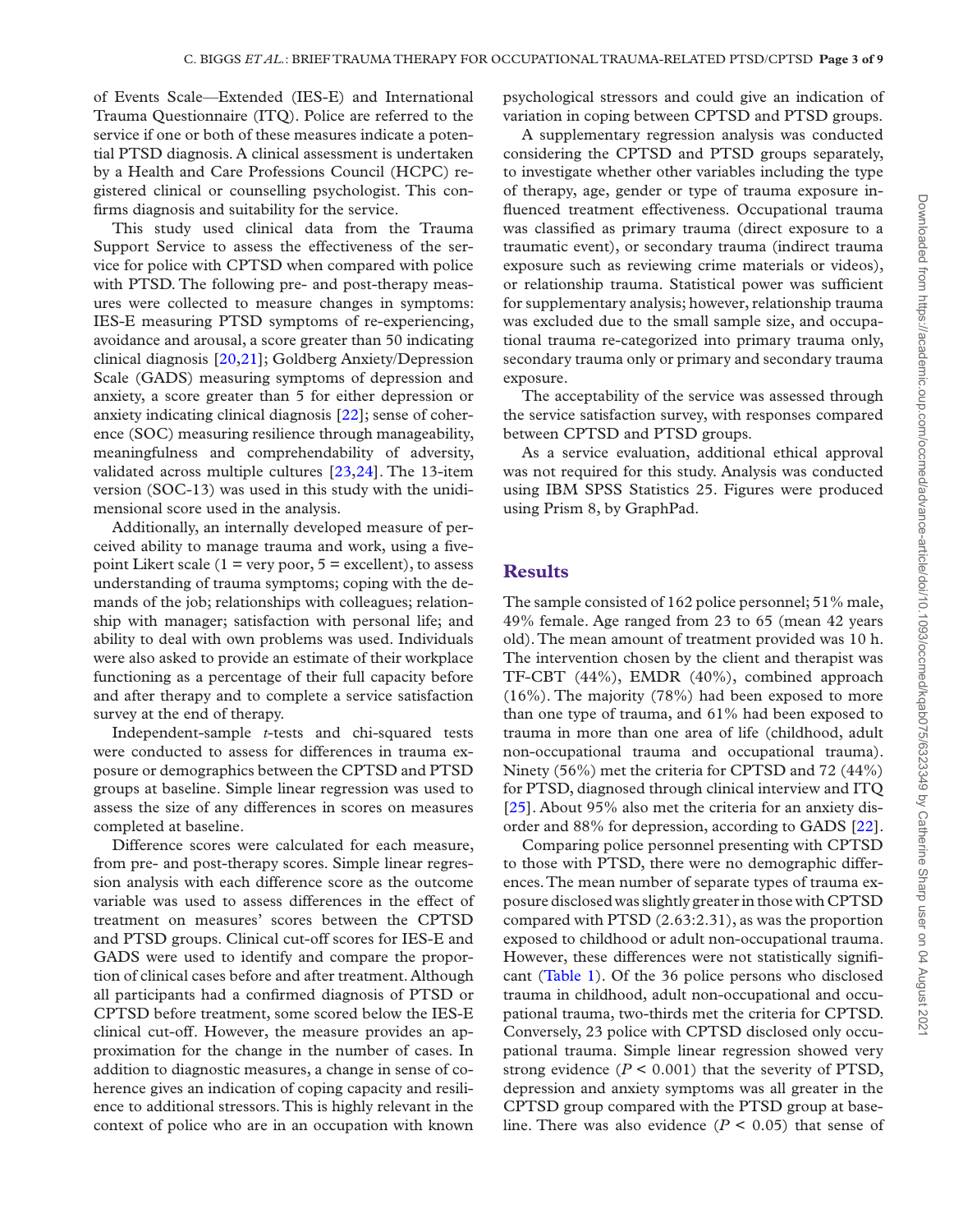of Events Scale—Extended (IES-E) and International Trauma Questionnaire (ITQ). Police are referred to the service if one or both of these measures indicate a potential PTSD diagnosis. A clinical assessment is undertaken by a Health and Care Professions Council (HCPC) registered clinical or counselling psychologist. This confirms diagnosis and suitability for the service.

This study used clinical data from the Trauma Support Service to assess the effectiveness of the service for police with CPTSD when compared with police with PTSD. The following pre- and post-therapy measures were collected to measure changes in symptoms: IES-E measuring PTSD symptoms of re-experiencing, avoidance and arousal, a score greater than 50 indicating clinical diagnosis [20,21]; Goldberg Anxiety/Depression Scale (GADS) measuring symptoms of depression and anxiety, a score greater than 5 for either depression or anxiety indicating clinical diagnosis [22]; sense of coherence (SOC) measuring resilience through manageability, meaningfulness and comprehendability of adversity, validated across multiple cultures [23,24]. The 13-item version (SOC-13) was used in this study with the unidimensional score used in the analysis.

Additionally, an internally developed measure of perceived ability to manage trauma and work, using a five-point Likert scale (1 = very poor, 5 = excellent), to assess understanding of trauma symptoms; coping with the demands of the job; relationships with colleagues; relationship with manager; satisfaction with personal life; and ability to deal with own problems was used. Individuals were also asked to provide an estimate of their workplace functioning as a percentage of their full capacity before and after therapy and to complete a service satisfaction survey at the end of therapy.

Independent-sample *t*-tests and chi-squared tests were conducted to assess for differences in trauma exposure or demographics between the CPTSD and PTSD groups at baseline. Simple linear regression was used to assess the size of any differences in scores on measures completed at baseline.

Difference scores were calculated for each measure, from pre- and post-therapy scores. Simple linear regression analysis with each difference score as the outcome variable was used to assess differences in the effect of treatment on measures' scores between the CPTSD and PTSD groups. Clinical cut-off scores for IES-E and GADS were used to identify and compare the proportion of clinical cases before and after treatment. Although all participants had a confirmed diagnosis of PTSD or CPTSD before treatment, some scored below the IES-E clinical cut-off. However, the measure provides an approximation for the change in the number of cases. In addition to diagnostic measures, a change in sense of coherence gives an indication of coping capacity and resilience to additional stressors. This is highly relevant in the context of police who are in an occupation with known psychological stressors and could give an indication of variation in coping between CPTSD and PTSD groups.

A supplementary regression analysis was conducted considering the CPTSD and PTSD groups separately, to investigate whether other variables including the type of therapy, age, gender or type of trauma exposure influenced treatment effectiveness. Occupational trauma was classified as primary trauma (direct exposure to a traumatic event), or secondary trauma (indirect trauma exposure such as reviewing crime materials or videos), or relationship trauma. Statistical power was sufficient for supplementary analysis; however, relationship trauma was excluded due to the small sample size, and occupational trauma re-categorized into primary trauma only, secondary trauma only or primary and secondary trauma exposure.

The acceptability of the service was assessed through the service satisfaction survey, with responses compared between CPTSD and PTSD groups.

As a service evaluation, additional ethical approval was not required for this study. Analysis was conducted using IBM SPSS Statistics 25. Figures were produced using Prism 8, by GraphPad.

## Results

The sample consisted of 162 police personnel; 51% male, 49% female. Age ranged from 23 to 65 (mean 42 years old). The mean amount of treatment provided was 10 h. The intervention chosen by the client and therapist was TF-CBT (44%), EMDR (40%), combined approach (16%). The majority (78%) had been exposed to more than one type of trauma, and 61% had been exposed to trauma in more than one area of life (childhood, adult non-occupational trauma and occupational trauma). Ninety (56%) met the criteria for CPTSD and 72 (44%) for PTSD, diagnosed through clinical interview and ITQ [25]. About 95% also met the criteria for an anxiety disorder and 88% for depression, according to GADS [22].

Comparing police personnel presenting with CPTSD to those with PTSD, there were no demographic differences. The mean number of separate types of trauma exposure disclosed was slightly greater in those with CPTSD compared with PTSD (2.63:2.31), as was the proportion exposed to childhood or adult non-occupational trauma. However, these differences were not statistically significant (Table 1). Of the 36 police persons who disclosed trauma in childhood, adult non-occupational and occupational trauma, two-thirds met the criteria for CPTSD. Conversely, 23 police with CPTSD disclosed only occupational trauma. Simple linear regression showed very strong evidence ($P < 0.001$) that the severity of PTSD, depression and anxiety symptoms was all greater in the CPTSD group compared with the PTSD group at baseline. There was also evidence ($P < 0.05$) that sense of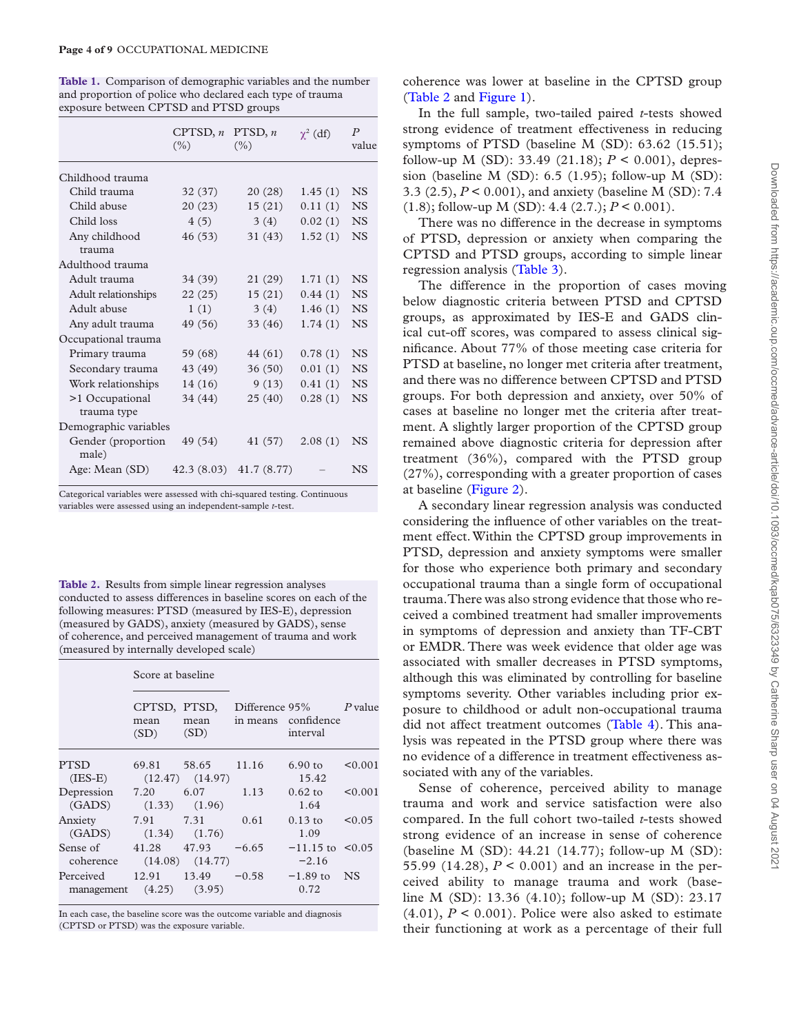**Table 1.** Comparison of demographic variables and the number and proportion of police who declared each type of trauma exposure between CPTSD and PTSD groups

| | CPTSD, *n* (%) | PTSD, *n* (%) | $\chi^2$ (df) | *P* value |
|---|---|---|---|---|
| Childhood trauma | | | | |
| Child trauma | 32 (37) | 20 (28) | 1.45 (1) | NS |
| Child abuse | 20 (23) | 15 (21) | 0.11 (1) | NS |
| Child loss | 4 (5) | 3 (4) | 0.02 (1) | NS |
| Any childhood trauma | 46 (53) | 31 (43) | 1.52 (1) | NS |
| Adulthood trauma | | | | |
| Adult trauma | 34 (39) | 21 (29) | 1.71 (1) | NS |
| Adult relationships | 22 (25) | 15 (21) | 0.44 (1) | NS |
| Adult abuse | 1 (1) | 3 (4) | 1.46 (1) | NS |
| Any adult trauma | 49 (56) | 33 (46) | 1.74 (1) | NS |
| Occupational trauma | | | | |
| Primary trauma | 59 (68) | 44 (61) | 0.78 (1) | NS |
| Secondary trauma | 43 (49) | 36 (50) | 0.01 (1) | NS |
| Work relationships | 14 (16) | 9 (13) | 0.41 (1) | NS |
| >1 Occupational trauma type | 34 (44) | 25 (40) | 0.28 (1) | NS |
| Demographic variables | | | | |
| Gender (proportion male) | 49 (54) | 41 (57) | 2.08 (1) | NS |
| Age: Mean (SD) | 42.3 (8.03) | 41.7 (8.77) | – | NS |

Categorical variables were assessed with chi-squared testing. Continuous variables were assessed using an independent-sample *t*-test.

**Table 2.** Results from simple linear regression analyses conducted to assess differences in baseline scores on each of the following measures: PTSD (measured by IES-E), depression (measured by GADS), anxiety (measured by GADS), sense of coherence, and perceived management of trauma and work (measured by internally developed scale)

| | Score at baseline | | | | |
|---|---|---|---|---|---|
| | CPTSD, mean (SD) | PTSD, mean (SD) | Difference in means | 95% confidence interval | *P* value |
| PTSD (IES-E) | 69.81 (12.47) | 58.65 (14.97) | 11.16 | 6.90 to 15.42 | <0.001 |
| Depression (GADS) | 7.20 (1.33) | 6.07 (1.96) | 1.13 | 0.62 to 1.64 | <0.001 |
| Anxiety (GADS) | 7.91 (1.34) | 7.31 (1.76) | 0.61 | 0.13 to 1.09 | <0.05 |
| Sense of coherence | 41.28 (14.08) | 47.93 (14.77) | −6.65 | −11.15 to −2.16 | <0.05 |
| Perceived management | 12.91 (4.25) | 13.49 (3.95) | −0.58 | −1.89 to 0.72 | NS |

In each case, the baseline score was the outcome variable and diagnosis (CPTSD or PTSD) was the exposure variable.

coherence was lower at baseline in the CPTSD group (Table 2 and Figure 1).

In the full sample, two-tailed paired *t*-tests showed strong evidence of treatment effectiveness in reducing symptoms of PTSD (baseline M (SD): 63.62 (15.51); follow-up M (SD): 33.49 (21.18); $P < 0.001$), depression (baseline M (SD): 6.5 (1.95); follow-up M (SD): 3.3 (2.5), $P < 0.001$), and anxiety (baseline M (SD): 7.4 (1.8); follow-up M (SD): 4.4 (2.7.); $P < 0.001$).

There was no difference in the decrease in symptoms of PTSD, depression or anxiety when comparing the CPTSD and PTSD groups, according to simple linear regression analysis (Table 3).

The difference in the proportion of cases moving below diagnostic criteria between PTSD and CPTSD groups, as approximated by IES-E and GADS clinical cut-off scores, was compared to assess clinical significance. About 77% of those meeting case criteria for PTSD at baseline, no longer met criteria after treatment, and there was no difference between CPTSD and PTSD groups. For both depression and anxiety, over 50% of cases at baseline no longer met the criteria after treatment. A slightly larger proportion of the CPTSD group remained above diagnostic criteria for depression after treatment (36%), compared with the PTSD group (27%), corresponding with a greater proportion of cases at baseline (Figure 2).

A secondary linear regression analysis was conducted considering the influence of other variables on the treatment effect. Within the CPTSD group improvements in PTSD, depression and anxiety symptoms were smaller for those who experience both primary and secondary occupational trauma than a single form of occupational trauma. There was also strong evidence that those who received a combined treatment had smaller improvements in symptoms of depression and anxiety than TF-CBT or EMDR. There was week evidence that older age was associated with smaller decreases in PTSD symptoms, although this was eliminated by controlling for baseline symptoms severity. Other variables including prior exposure to childhood or adult non-occupational trauma did not affect treatment outcomes (Table 4). This analysis was repeated in the PTSD group where there was no evidence of a difference in treatment effectiveness associated with any of the variables.

Sense of coherence, perceived ability to manage trauma and work and service satisfaction were also compared. In the full cohort two-tailed *t*-tests showed strong evidence of an increase in sense of coherence (baseline M (SD): 44.21 (14.77); follow-up M (SD): 55.99 (14.28), $P < 0.001$) and an increase in the perceived ability to manage trauma and work (baseline M (SD): 13.36 (4.10); follow-up M (SD): 23.17 (4.01), $P < 0.001$). Police were also asked to estimate their functioning at work as a percentage of their full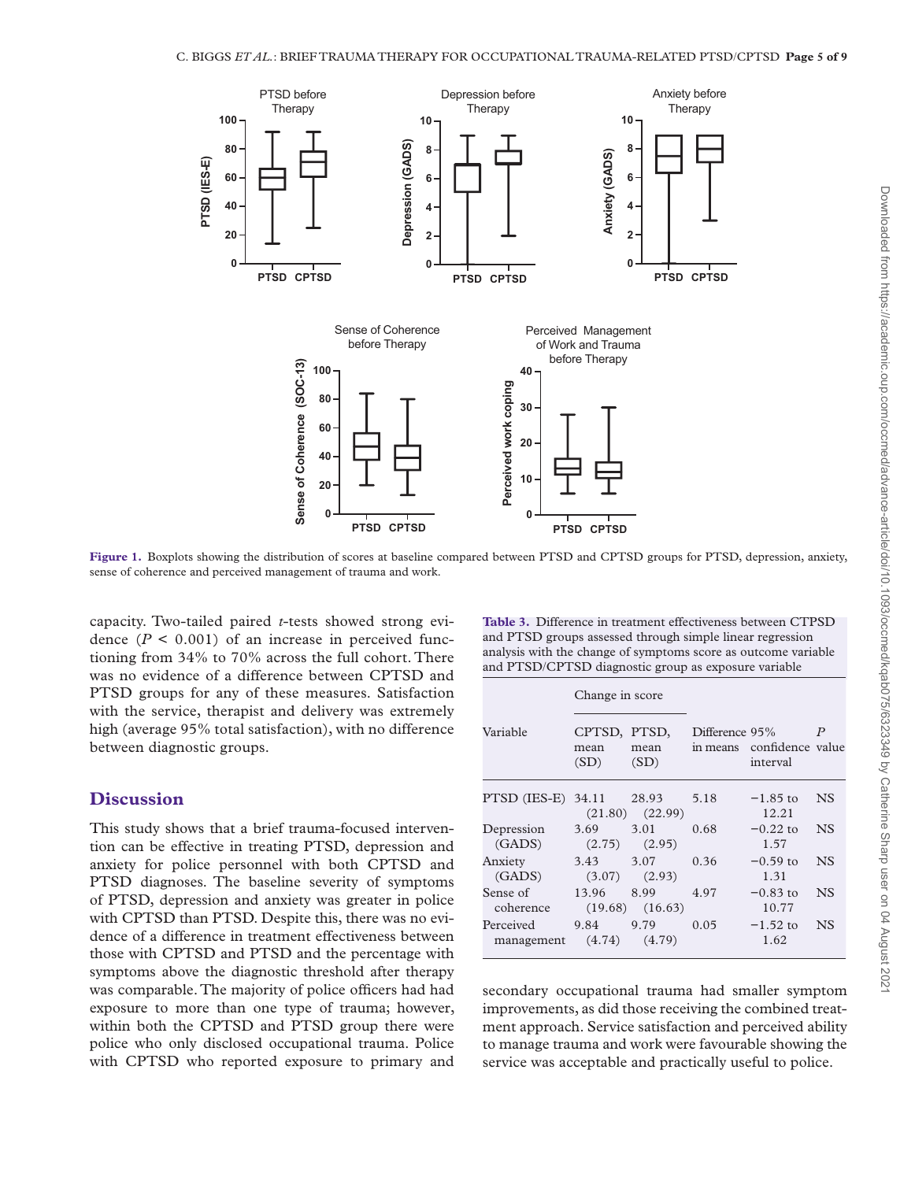Figure 1. Boxplots showing the distribution of scores at baseline compared between PTSD and CPTSD groups for PTSD, depression, anxiety, sense of coherence and perceived management of trauma and work.

capacity. Two-tailed paired *t*-tests showed strong evidence ($P < 0.001$) of an increase in perceived functioning from 34% to 70% across the full cohort. There was no evidence of a difference between CPTSD and PTSD groups for any of these measures. Satisfaction with the service, therapist and delivery was extremely high (average 95% total satisfaction), with no difference between diagnostic groups.

**Table 3.** Difference in treatment effectiveness between CTPSD and PTSD groups assessed through simple linear regression analysis with the change of symptoms score as outcome variable and PTSD/CPTSD diagnostic group as exposure variable

| Variable | Change in score | | Difference in means | 95% confidence interval | P value |
|---|---|---|---|---|---|
| | CPTSD, mean (SD) | PTSD, mean (SD) | | | |
| PTSD (IES-E) | 34.11 (21.80) | 28.93 (22.99) | 5.18 | −1.85 to 12.21 | NS |
| Depression (GADS) | 3.69 (2.75) | 3.01 (2.95) | 0.68 | −0.22 to 1.57 | NS |
| Anxiety (GADS) | 3.43 (3.07) | 3.07 (2.93) | 0.36 | −0.59 to 1.31 | NS |
| Sense of coherence | 13.96 (19.68) | 8.99 (16.63) | 4.97 | −0.83 to 10.77 | NS |
| Perceived management | 9.84 (4.74) | 9.79 (4.79) | 0.05 | −1.52 to 1.62 | NS |

## Discussion

This study shows that a brief trauma-focused intervention can be effective in treating PTSD, depression and anxiety for police personnel with both CPTSD and PTSD diagnoses. The baseline severity of symptoms of PTSD, depression and anxiety was greater in police with CPTSD than PTSD. Despite this, there was no evidence of a difference in treatment effectiveness between those with CPTSD and PTSD and the percentage with symptoms above the diagnostic threshold after therapy was comparable. The majority of police officers had had exposure to more than one type of trauma; however, within both the CPTSD and PTSD group there were police who only disclosed occupational trauma. Police with CPTSD who reported exposure to primary and secondary occupational trauma had smaller symptom improvements, as did those receiving the combined treatment approach. Service satisfaction and perceived ability to manage trauma and work were favourable showing the service was acceptable and practically useful to police.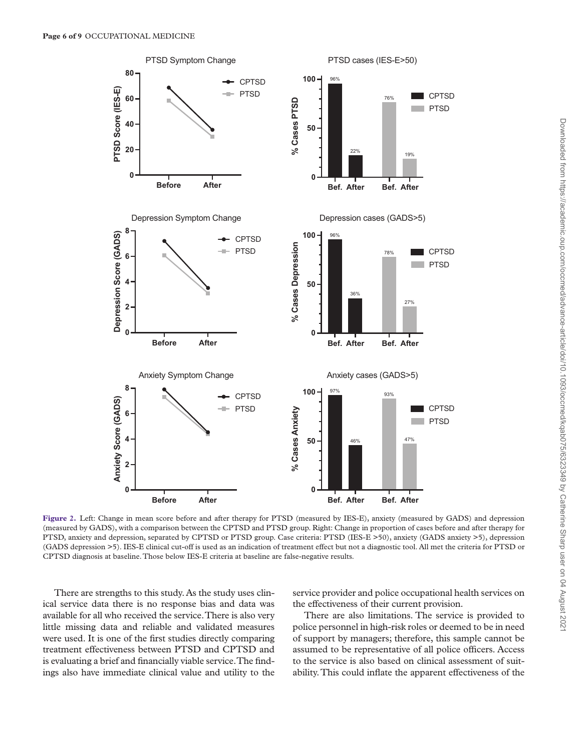**Figure 2.** Left: Change in mean score before and after therapy for PTSD (measured by IES-E), anxiety (measured by GADS) and depression (measured by GADS), with a comparison between the CPTSD and PTSD group. Right: Change in proportion of cases before and after therapy for PTSD, anxiety and depression, separated by CPTSD or PTSD group. Case criteria: PTSD (IES-E >50), anxiety (GADS anxiety >5), depression (GADS depression >5). IES-E clinical cut-off is used as an indication of treatment effect but not a diagnostic tool. All met the criteria for PTSD or CPTSD diagnosis at baseline. Those below IES-E criteria at baseline are false-negative results.

There are strengths to this study. As the study uses clinical service data there is no response bias and data was available for all who received the service. There is also very little missing data and reliable and validated measures were used. It is one of the first studies directly comparing treatment effectiveness between PTSD and CPTSD and is evaluating a brief and financially viable service. The findings also have immediate clinical value and utility to the service provider and police occupational health services on the effectiveness of their current provision.

There are also limitations. The service is provided to police personnel in high-risk roles or deemed to be in need of support by managers; therefore, this sample cannot be assumed to be representative of all police officers. Access to the service is also based on clinical assessment of suitability. This could inflate the apparent effectiveness of the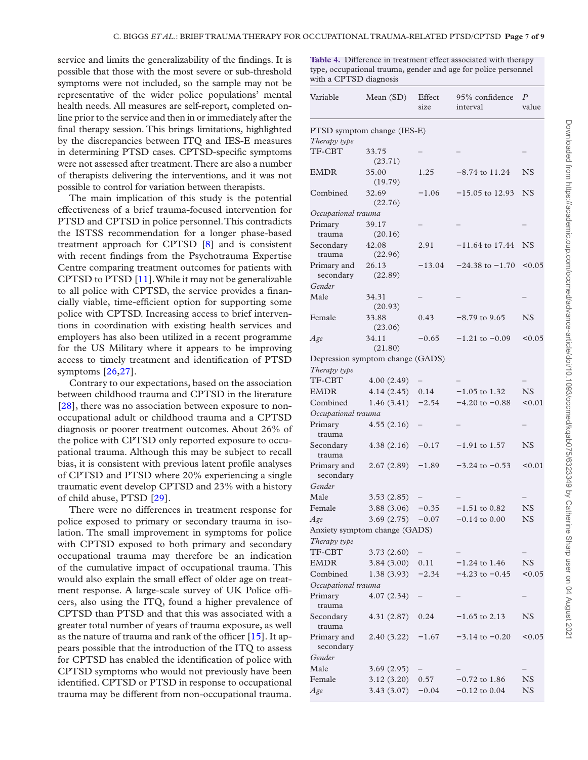service and limits the generalizability of the findings. It is possible that those with the most severe or sub-threshold symptoms were not included, so the sample may not be representative of the wider police populations' mental health needs. All measures are self-report, completed online prior to the service and then in or immediately after the final therapy session. This brings limitations, highlighted by the discrepancies between ITQ and IES-E measures in determining PTSD cases. CPTSD-specific symptoms were not assessed after treatment. There are also a number of therapists delivering the interventions, and it was not possible to control for variation between therapists.

The main implication of this study is the potential effectiveness of a brief trauma-focused intervention for PTSD and CPTSD in police personnel. This contradicts the ISTSS recommendation for a longer phase-based treatment approach for CPTSD [8] and is consistent with recent findings from the Psychotrauma Expertise Centre comparing treatment outcomes for patients with CPTSD to PTSD [11]. While it may not be generalizable to all police with CPTSD, the service provides a financially viable, time-efficient option for supporting some police with CPTSD. Increasing access to brief interventions in coordination with existing health services and employers has also been utilized in a recent programme for the US Military where it appears to be improving access to timely treatment and identification of PTSD symptoms [26,27].

Contrary to our expectations, based on the association between childhood trauma and CPTSD in the literature [28], there was no association between exposure to non-occupational adult or childhood trauma and a CPTSD diagnosis or poorer treatment outcomes. About 26% of the police with CPTSD only reported exposure to occupational trauma. Although this may be subject to recall bias, it is consistent with previous latent profile analyses of CPTSD and PTSD where 20% experiencing a single traumatic event develop CPTSD and 23% with a history of child abuse, PTSD [29].

There were no differences in treatment response for police exposed to primary or secondary trauma in isolation. The small improvement in symptoms for police with CPTSD exposed to both primary and secondary occupational trauma may therefore be an indication of the cumulative impact of occupational trauma. This would also explain the small effect of older age on treatment response. A large-scale survey of UK Police officers, also using the ITQ, found a higher prevalence of CPTSD than PTSD and that this was associated with a greater total number of years of trauma exposure, as well as the nature of trauma and rank of the officer [15]. It appears possible that the introduction of the ITQ to assess for CPTSD has enabled the identification of police with CPTSD symptoms who would not previously have been identified. CPTSD or PTSD in response to occupational trauma may be different from non-occupational trauma.

**Table 4.** Difference in treatment effect associated with therapy type, occupational trauma, gender and age for police personnel with a CPTSD diagnosis

| Variable | Mean (SD) | Effect size | 95% confidence interval | P value |
|---|---|---|---|---|
| PTSD symptom change (IES-E) | | | | |
| *Therapy type* | | | | |
| TF-CBT | 33.75 (23.71) | – | – | – |
| EMDR | 35.00 (19.79) | 1.25 | −8.74 to 11.24 | NS |
| Combined | 32.69 (22.76) | −1.06 | −15.05 to 12.93 | NS |
| *Occupational trauma* | | | | |
| Primary trauma | 39.17 (20.16) | – | – | – |
| Secondary trauma | 42.08 (22.96) | 2.91 | −11.64 to 17.44 | NS |
| Primary and secondary | 26.13 (22.89) | −13.04 | −24.38 to −1.70 | <0.05 |
| *Gender* | | | | |
| Male | 34.31 (20.93) | – | – | – |
| Female | 33.88 (23.06) | 0.43 | −8.79 to 9.65 | NS |
| *Age* | 34.11 (21.80) | −0.65 | −1.21 to −0.09 | <0.05 |
| Depression symptom change (GADS) | | | | |
| *Therapy type* | | | | |
| TF-CBT | 4.00 (2.49) | – | – | – |
| EMDR | 4.14 (2.45) | 0.14 | −1.05 to 1.32 | NS |
| Combined | 1.46 (3.41) | −2.54 | −4.20 to −0.88 | <0.01 |
| *Occupational trauma* | | | | |
| Primary trauma | 4.55 (2.16) | – | – | – |
| Secondary trauma | 4.38 (2.16) | −0.17 | −1.91 to 1.57 | NS |
| Primary and secondary | 2.67 (2.89) | −1.89 | −3.24 to −0.53 | <0.01 |
| *Gender* | | | | |
| Male | 3.53 (2.85) | – | – | – |
| Female | 3.88 (3.06) | −0.35 | −1.51 to 0.82 | NS |
| *Age* | 3.69 (2.75) | −0.07 | −0.14 to 0.00 | NS |
| Anxiety symptom change (GADS) | | | | |
| *Therapy type* | | | | |
| TF-CBT | 3.73 (2.60) | – | – | – |
| EMDR | 3.84 (3.00) | 0.11 | −1.24 to 1.46 | NS |
| Combined | 1.38 (3.93) | −2.34 | −4.23 to −0.45 | <0.05 |
| *Occupational trauma* | | | | |
| Primary trauma | 4.07 (2.34) | – | – | – |
| Secondary trauma | 4.31 (2.87) | 0.24 | −1.65 to 2.13 | NS |
| Primary and secondary | 2.40 (3.22) | −1.67 | −3.14 to −0.20 | <0.05 |
| *Gender* | | | | |
| Male | 3.69 (2.95) | – | – | – |
| Female | 3.12 (3.20) | 0.57 | −0.72 to 1.86 | NS |
| *Age* | 3.43 (3.07) | −0.04 | −0.12 to 0.04 | NS |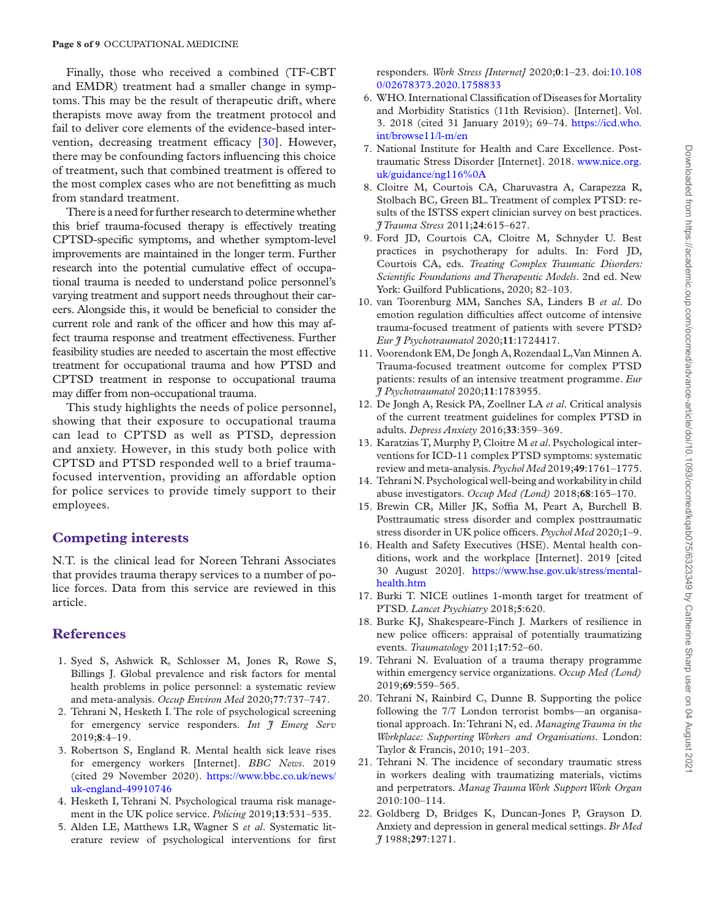Finally, those who received a combined (TF-CBT and EMDR) treatment had a smaller change in symptoms. This may be the result of therapeutic drift, where therapists move away from the treatment protocol and fail to deliver core elements of the evidence-based intervention, decreasing treatment efficacy [30]. However, there may be confounding factors influencing this choice of treatment, such that combined treatment is offered to the most complex cases who are not benefitting as much from standard treatment.

There is a need for further research to determine whether this brief trauma-focused therapy is effectively treating CPTSD-specific symptoms, and whether symptom-level improvements are maintained in the longer term. Further research into the potential cumulative effect of occupational trauma is needed to understand police personnel's varying treatment and support needs throughout their careers. Alongside this, it would be beneficial to consider the current role and rank of the officer and how this may affect trauma response and treatment effectiveness. Further feasibility studies are needed to ascertain the most effective treatment for occupational trauma and how PTSD and CPTSD treatment in response to occupational trauma may differ from non-occupational trauma.

This study highlights the needs of police personnel, showing that their exposure to occupational trauma can lead to CPTSD as well as PTSD, depression and anxiety. However, in this study both police with CPTSD and PTSD responded well to a brief trauma-focused intervention, providing an affordable option for police services to provide timely support to their employees.

## Competing interests

N.T. is the clinical lead for Noreen Tehrani Associates that provides trauma therapy services to a number of police forces. Data from this service are reviewed in this article.

## References

1. Syed S, Ashwick R, Schlosser M, Jones R, Rowe S, Billings J. Global prevalence and risk factors for mental health problems in police personnel: a systematic review and meta-analysis. *Occup Environ Med* 2020;**77**:737–747.
2. Tehrani N, Hesketh I. The role of psychological screening for emergency service responders. *Int J Emerg Serv* 2019;**8**:4–19.
3. Robertson S, England R. Mental health sick leave rises for emergency workers [Internet]. *BBC News*. 2019 (cited 29 November 2020). https://www.bbc.co.uk/news/uk-england-49910746
4. Hesketh I, Tehrani N. Psychological trauma risk management in the UK police service. *Policing* 2019;**13**:531–535.
5. Alden LE, Matthews LR, Wagner S *et al*. Systematic literature review of psychological interventions for first responders. *Work Stress [Internet]* 2020;**0**:1–23. doi:10.1080/02678373.2020.1758833
6. WHO. International Classification of Diseases for Mortality and Morbidity Statistics (11th Revision). [Internet]. Vol. 3. 2018 (cited 31 January 2019); 69–74. https://icd.who.int/browse11/l-m/en
7. National Institute for Health and Care Excellence. Post-traumatic Stress Disorder [Internet]. 2018. www.nice.org.uk/guidance/ng116%0A
8. Cloitre M, Courtois CA, Charuvastra A, Carapezza R, Stolbach BC, Green BL. Treatment of complex PTSD: results of the ISTSS expert clinician survey on best practices. *J Trauma Stress* 2011;**24**:615–627.
9. Ford JD, Courtois CA, Cloitre M, Schnyder U. Best practices in psychotherapy for adults. In: Ford JD, Courtois CA, eds. *Treating Complex Traumatic Disorders: Scientific Foundations and Therapeutic Models*. 2nd ed. New York: Guilford Publications, 2020; 82–103.
10. van Toorenburg MM, Sanches SA, Linders B *et al*. Do emotion regulation difficulties affect outcome of intensive trauma-focused treatment of patients with severe PTSD? *Eur J Psychotraumatol* 2020;**11**:1724417.
11. Voorendonk EM, De Jongh A, Rozendaal L, Van Minnen A. Trauma-focused treatment outcome for complex PTSD patients: results of an intensive treatment programme. *Eur J Psychotraumatol* 2020;**11**:1783955.
12. De Jongh A, Resick PA, Zoellner LA *et al*. Critical analysis of the current treatment guidelines for complex PTSD in adults. *Depress Anxiety* 2016;**33**:359–369.
13. Karatzias T, Murphy P, Cloitre M *et al*. Psychological interventions for ICD-11 complex PTSD symptoms: systematic review and meta-analysis. *Psychol Med* 2019;**49**:1761–1775.
14. Tehrani N. Psychological well-being and workability in child abuse investigators. *Occup Med (Lond)* 2018;**68**:165–170.
15. Brewin CR, Miller JK, Soffia M, Peart A, Burchell B. Posttraumatic stress disorder and complex posttraumatic stress disorder in UK police officers. *Psychol Med* 2020;1–9.
16. Health and Safety Executives (HSE). Mental health conditions, work and the workplace [Internet]. 2019 [cited 30 August 2020]. https://www.hse.gov.uk/stress/mental-health.htm
17. Burki T. NICE outlines 1-month target for treatment of PTSD. *Lancet Psychiatry* 2018;**5**:620.
18. Burke KJ, Shakespeare-Finch J. Markers of resilience in new police officers: appraisal of potentially traumatizing events. *Traumatology* 2011;**17**:52–60.
19. Tehrani N. Evaluation of a trauma therapy programme within emergency service organizations. *Occup Med (Lond)* 2019;**69**:559–565.
20. Tehrani N, Rainbird C, Dunne B. Supporting the police following the 7/7 London terrorist bombs—an organisational approach. In: Tehrani N, ed. *Managing Trauma in the Workplace: Supporting Workers and Organisations*. London: Taylor & Francis, 2010; 191–203.
21. Tehrani N. The incidence of secondary traumatic stress in workers dealing with traumatizing materials, victims and perpetrators. *Manag Trauma Work Support Work Organ* 2010:100–114.
22. Goldberg D, Bridges K, Duncan-Jones P, Grayson D. Anxiety and depression in general medical settings. *Br Med J* 1988;**297**:1271.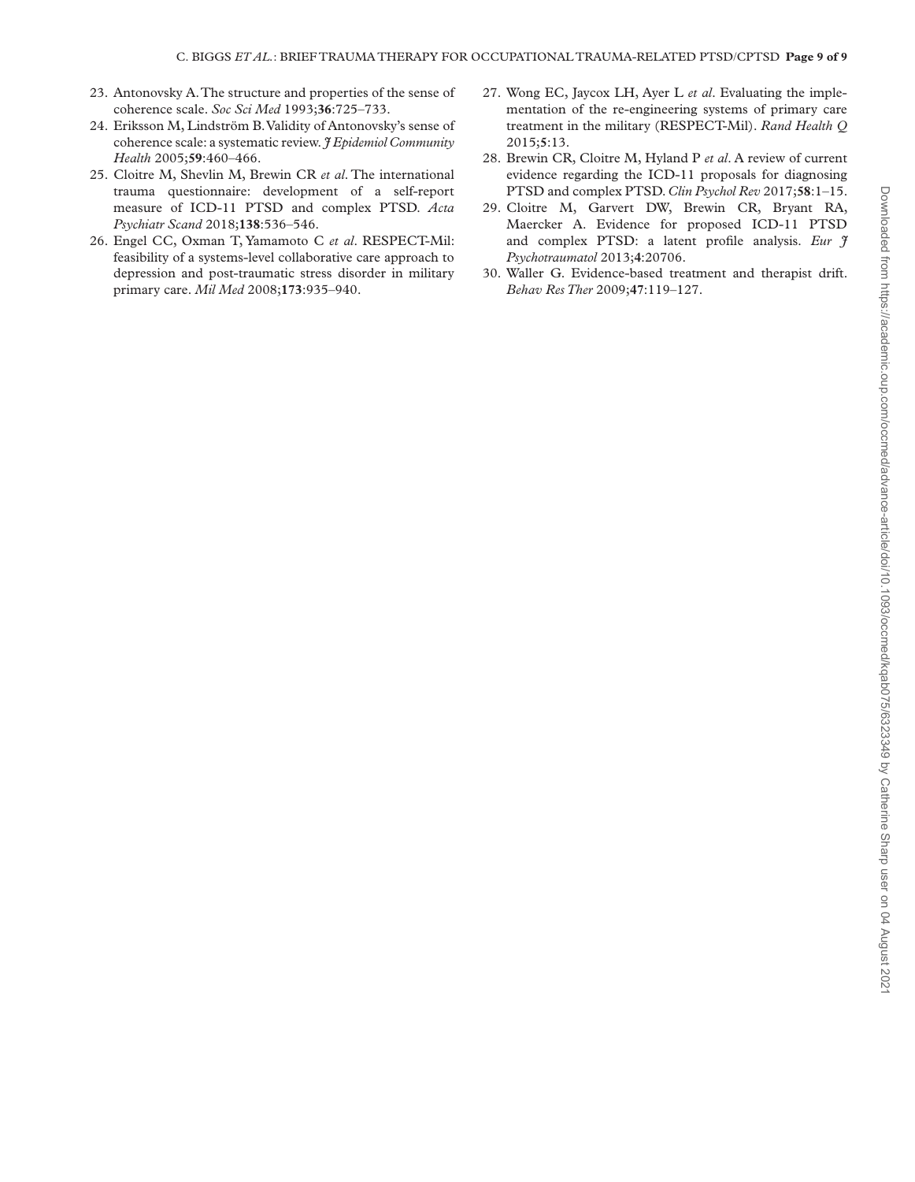23. Antonovsky A. The structure and properties of the sense of coherence scale. *Soc Sci Med* 1993;**36**:725–733.
24. Eriksson M, Lindström B. Validity of Antonovsky's sense of coherence scale: a systematic review. *J Epidemiol Community Health* 2005;**59**:460–466.
25. Cloitre M, Shevlin M, Brewin CR *et al*. The international trauma questionnaire: development of a self-report measure of ICD-11 PTSD and complex PTSD. *Acta Psychiatr Scand* 2018;**138**:536–546.
26. Engel CC, Oxman T, Yamamoto C *et al*. RESPECT-Mil: feasibility of a systems-level collaborative care approach to depression and post-traumatic stress disorder in military primary care. *Mil Med* 2008;**173**:935–940.
27. Wong EC, Jaycox LH, Ayer L *et al*. Evaluating the implementation of the re-engineering systems of primary care treatment in the military (RESPECT-Mil). *Rand Health Q* 2015;**5**:13.
28. Brewin CR, Cloitre M, Hyland P *et al*. A review of current evidence regarding the ICD-11 proposals for diagnosing PTSD and complex PTSD. *Clin Psychol Rev* 2017;**58**:1–15.
29. Cloitre M, Garvert DW, Brewin CR, Bryant RA, Maercker A. Evidence for proposed ICD-11 PTSD and complex PTSD: a latent profile analysis. *Eur J Psychotraumatol* 2013;**4**:20706.
30. Waller G. Evidence-based treatment and therapist drift. *Behav Res Ther* 2009;**47**:119–127.